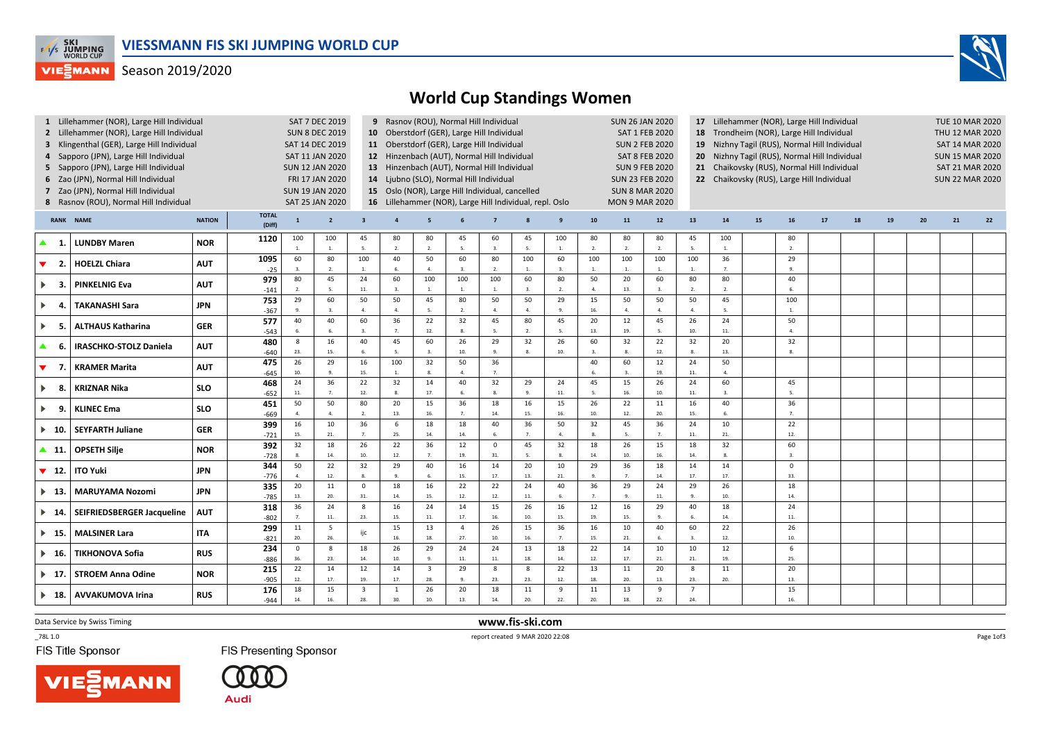# VIESSMANN FIS SKI JUMPING WORLD CUP

Season 2019/2020

## World Cup Standings Women

| # | Competition | Date |
|---|---|---|
| 1 | Lillehammer (NOR), Large Hill Individual | SAT 7 DEC 2019 |
| 2 | Lillehammer (NOR), Large Hill Individual | SUN 8 DEC 2019 |
| 3 | Klingenthal (GER), Large Hill Individual | SAT 14 DEC 2019 |
| 4 | Sapporo (JPN), Large Hill Individual | SAT 11 JAN 2020 |
| 5 | Sapporo (JPN), Large Hill Individual | SUN 12 JAN 2020 |
| 6 | Zao (JPN), Normal Hill Individual | FRI 17 JAN 2020 |
| 7 | Zao (JPN), Normal Hill Individual | SUN 19 JAN 2020 |
| 8 | Rasnov (ROU), Normal Hill Individual | SAT 25 JAN 2020 |
| 9 | Rasnov (ROU), Normal Hill Individual | SUN 26 JAN 2020 |
| 10 | Oberstdorf (GER), Large Hill Individual | SAT 1 FEB 2020 |
| 11 | Oberstdorf (GER), Large Hill Individual | SUN 2 FEB 2020 |
| 12 | Hinzenbach (AUT), Normal Hill Individual | SAT 8 FEB 2020 |
| 13 | Hinzenbach (AUT), Normal Hill Individual | SUN 9 FEB 2020 |
| 14 | Ljubno (SLO), Normal Hill Individual | SUN 23 FEB 2020 |
| 15 | Oslo (NOR), Large Hill Individual, cancelled | SUN 8 MAR 2020 |
| 16 | Lillehammer (NOR), Large Hill Individual, repl. Oslo | MON 9 MAR 2020 |
| 17 | Lillehammer (NOR), Large Hill Individual | TUE 10 MAR 2020 |
| 18 | Trondheim (NOR), Large Hill Individual | THU 12 MAR 2020 |
| 19 | Nizhny Tagil (RUS), Normal Hill Individual | SAT 14 MAR 2020 |
| 20 | Nizhny Tagil (RUS), Normal Hill Individual | SUN 15 MAR 2020 |
| 21 | Chaikovsky (RUS), Normal Hill Individual | SAT 21 MAR 2020 |
| 22 | Chaikovsky (RUS), Large Hill Individual | SUN 22 MAR 2020 |

| RANK | NAME | NATION | TOTAL (Diff) | 1 | 2 | 3 | 4 | 5 | 6 | 7 | 8 | 9 | 10 | 11 | 12 | 13 | 14 | 15 | 16 | 17 | 18 | 19 | 20 | 21 | 22 |
|---|---|---|---|---|---|---|---|---|---|---|---|---|---|---|---|---|---|---|---|---|---|---|---|---|---|
| ▲ 1. | LUNDBY Maren | NOR | 1120 | 100 (1.) | 100 (1.) | 45 (5.) | 80 (2.) | 80 (2.) | 45 (5.) | 60 (3.) | 45 (5.) | 100 (1.) | 80 (2.) | 80 (2.) | 80 (2.) | 45 (5.) | 100 (1.) | | 80 (2.) | | | | | | |
| ▼ 2. | HOELZL Chiara | AUT | 1095 (-25) | 60 (3.) | 80 (2.) | 100 (1.) | 40 (6.) | 50 (4.) | 60 (3.) | 80 (2.) | 100 (1.) | 60 (3.) | 100 (1.) | 100 (1.) | 100 (1.) | 100 (1.) | 36 (7.) | | 29 (9.) | | | | | | |
| ► 3. | PINKELNIG Eva | AUT | 979 (-141) | 80 (2.) | 45 (5.) | 24 (11.) | 60 (3.) | 100 (1.) | 100 (1.) | 100 (1.) | 60 (3.) | 80 (2.) | 50 (4.) | 20 (13.) | 60 (3.) | 80 (2.) | 80 (2.) | | 40 (6.) | | | | | | |
| ► 4. | TAKANASHI Sara | JPN | 753 (-367) | 29 (9.) | 60 (3.) | 50 (4.) | 50 (4.) | 45 (5.) | 80 (2.) | 50 (4.) | 50 (4.) | 29 (9.) | 15 (16.) | 50 (4.) | 50 (4.) | 50 (4.) | 45 (5.) | | 100 (1.) | | | | | | |
| ► 5. | ALTHAUS Katharina | GER | 577 (-543) | 40 (6.) | 40 (6.) | 60 (3.) | 36 (7.) | 22 (12.) | 32 (8.) | 45 (5.) | 80 (2.) | 45 (5.) | 20 (13.) | 12 (19.) | 45 (5.) | 26 (10.) | 24 (11.) | | 50 (4.) | | | | | | |
| ▲ 6. | IRASCHKO-STOLZ Daniela | AUT | 480 (-640) | 8 (23.) | 16 (15.) | 40 (6.) | 45 (5.) | 60 (3.) | 26 (10.) | 29 (9.) | 32 (8.) | 26 (10.) | 60 (3.) | 32 (8.) | 22 (12.) | 32 (8.) | 20 (13.) | | 32 (8.) | | | | | | |
| ▼ 7. | KRAMER Marita | AUT | 475 (-645) | 26 (10.) | 29 (9.) | 16 (15.) | 100 (1.) | 32 (8.) | 50 (4.) | 36 (7.) | | | 40 (6.) | 60 (3.) | 12 (19.) | 24 (11.) | 50 (4.) | | | | | | | | |
| ► 8. | KRIZNAR Nika | SLO | 468 (-652) | 24 (11.) | 36 (7.) | 22 (12.) | 32 (8.) | 14 (17.) | 40 (6.) | 32 (8.) | 29 (9.) | 24 (11.) | 45 (5.) | 15 (16.) | 26 (10.) | 24 (11.) | 60 (3.) | | 45 (5.) | | | | | | |
| ► 9. | KLINEC Ema | SLO | 451 (-669) | 50 (4.) | 50 (4.) | 80 (2.) | 20 (13.) | 15 (16.) | 36 (7.) | 18 (14.) | 16 (15.) | 15 (16.) | 26 (10.) | 22 (12.) | 11 (20.) | 16 (15.) | 40 (6.) | | 36 (7.) | | | | | | |
| ► 10. | SEYFARTH Juliane | GER | 399 (-721) | 16 (15.) | 10 (21.) | 36 (7.) | 6 (25.) | 18 (14.) | 18 (14.) | 40 (6.) | 36 (7.) | 50 (4.) | 32 (8.) | 45 (5.) | 36 (7.) | 24 (11.) | 10 (21.) | | 22 (12.) | | | | | | |
| ▲ 11. | OPSETH Silje | NOR | 392 (-728) | 32 (8.) | 18 (14.) | 26 (10.) | 22 (12.) | 36 (7.) | 12 (19.) | 0 (31.) | 45 (5.) | 32 (8.) | 18 (14.) | 26 (10.) | 15 (16.) | 18 (14.) | 32 (8.) | | 60 (3.) | | | | | | |
| ▼ 12. | ITO Yuki | JPN | 344 (-776) | 50 (4.) | 22 (12.) | 32 (8.) | 29 (9.) | 40 (6.) | 16 (15.) | 14 (17.) | 20 (13.) | 10 (21.) | 29 (9.) | 36 (7.) | 18 (14.) | 14 (17.) | 14 (17.) | | 0 (33.) | | | | | | |
| ► 13. | MARUYAMA Nozomi | JPN | 335 (-785) | 20 (13.) | 11 (20.) | 0 (31.) | 18 (14.) | 16 (15.) | 22 (12.) | 22 (12.) | 24 (11.) | 40 (6.) | 36 (7.) | 29 (9.) | 24 (11.) | 29 (9.) | 26 (10.) | | 18 (14.) | | | | | | |
| ► 14. | SEIFRIEDSBERGER Jacqueline | AUT | 318 (-802) | 36 (7.) | 24 (11.) | 8 (23.) | 16 (15.) | 24 (11.) | 14 (17.) | 15 (16.) | 26 (10.) | 16 (15.) | 12 (19.) | 16 (15.) | 29 (9.) | 40 (6.) | 18 (14.) | | 24 (11.) | | | | | | |
| ► 15. | MALSINER Lara | ITA | 299 (-821) | 11 (20.) | 5 (26.) | ijc | 15 (16.) | 13 (18.) | 4 (27.) | 26 (10.) | 15 (16.) | 36 (7.) | 16 (15.) | 10 (21.) | 40 (6.) | 60 (3.) | 22 (12.) | | 26 (10.) | | | | | | |
| ► 16. | TIKHONOVA Sofia | RUS | 234 (-886) | 0 (36.) | 8 (23.) | 18 (14.) | 26 (10.) | 29 (9.) | 24 (11.) | 24 (11.) | 13 (18.) | 18 (14.) | 22 (12.) | 14 (17.) | 10 (21.) | 10 (21.) | 12 (19.) | | 6 (25.) | | | | | | |
| ► 17. | STROEM Anna Odine | NOR | 215 (-905) | 22 (12.) | 14 (17.) | 12 (19.) | 14 (17.) | 3 (28.) | 29 (9.) | 8 (23.) | 8 (23.) | 22 (12.) | 13 (18.) | 11 (20.) | 20 (13.) | 8 (23.) | 11 (20.) | | 20 (13.) | | | | | | |
| ► 18. | AVVAKUMOVA Irina | RUS | 176 (-944) | 18 (14.) | 15 (16.) | 3 (28.) | 1 (30.) | 26 (10.) | 20 (13.) | 18 (14.) | 11 (20.) | 9 (22.) | 11 (20.) | 13 (18.) | 9 (22.) | 7 (24.) | | | 15 (16.) | | | | | | |

Data Service by Swiss Timing

www.fis-ski.com

_78L 1.0

report created 9 MAR 2020 22:08

FIS Title Sponsor

FIS Presenting Sponsor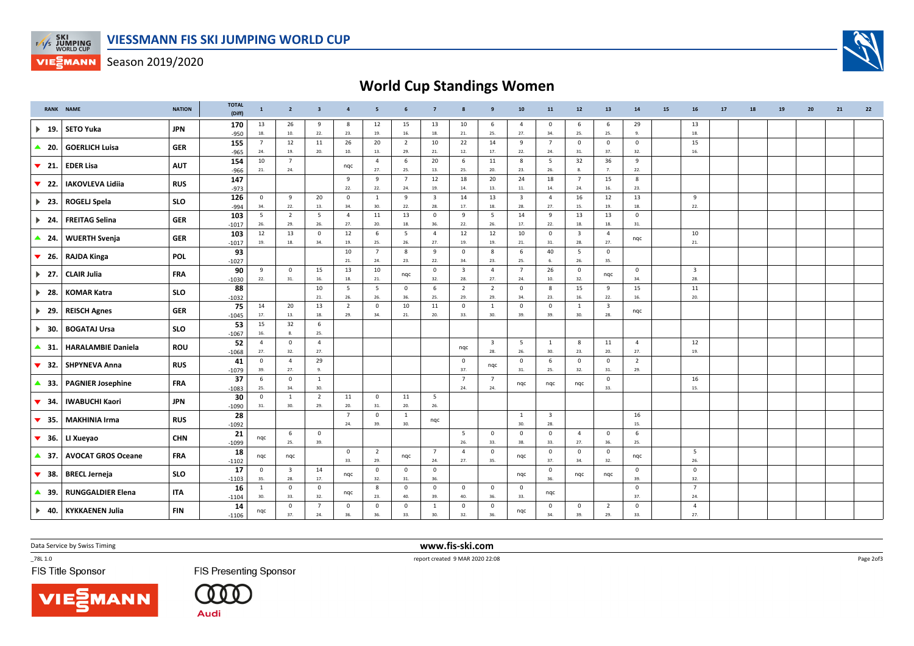# World Cup Standings Women

Season 2019/2020

| RANK | NAME | NATION | TOTAL (Diff) | 1 | 2 | 3 | 4 | 5 | 6 | 7 | 8 | 9 | 10 | 11 | 12 | 13 | 14 | 15 | 16 | 17 | 18 | 19 | 20 | 21 | 22 |
|---|---|---|---|---|---|---|---|---|---|---|---|---|---|---|---|---|---|---|---|---|---|---|---|---|---|
| ▶ 19. | SETO Yuka | JPN | 170 -950 | 13 18. | 26 10. | 9 22. | 8 23. | 12 19. | 15 16. | 13 18. | 10 21. | 6 25. | 4 27. | 0 34. | 6 25. | 6 25. | 29 9. | | 13 18. | | | | | | |
| ▲ 20. | GOERLICH Luisa | GER | 155 -965 | 7 24. | 12 19. | 11 20. | 26 10. | 20 13. | 2 29. | 10 21. | 22 12. | 14 17. | 9 22. | 7 24. | 0 31. | 0 37. | 0 32. | | 15 16. | | | | | | |
| ▼ 21. | EDER Lisa | AUT | 154 -966 | 10 21. | 7 24. | | nqc | 4 27. | 6 25. | 20 13. | 6 25. | 11 20. | 8 23. | 5 26. | 32 8. | 36 7. | 9 22. | | | | | | | | |
| ▼ 22. | IAKOVLEVA Lidiia | RUS | 147 -973 | | | | 9 22. | 9 22. | 7 24. | 12 19. | 18 14. | 20 13. | 24 11. | 18 14. | 7 24. | 15 16. | 8 23. | | | | | | | | |
| ▶ 23. | ROGELJ Spela | SLO | 126 -994 | 0 34. | 9 22. | 20 13. | 0 34. | 1 30. | 9 22. | 3 28. | 14 17. | 13 18. | 3 28. | 4 27. | 16 15. | 12 19. | 13 18. | | 9 22. | | | | | | |
| ▶ 24. | FREITAG Selina | GER | 103 -1017 | 5 26. | 2 29. | 5 26. | 4 27. | 11 20. | 13 18. | 0 36. | 9 22. | 5 26. | 14 17. | 9 22. | 13 18. | 13 18. | 0 31. | | | | | | | | |
| ▲ 24. | WUERTH Svenja | GER | 103 -1017 | 12 19. | 13 18. | 0 34. | 12 19. | 6 25. | 5 26. | 4 27. | 12 19. | 12 19. | 10 21. | 0 31. | 3 28. | 4 27. | nqc | | 10 21. | | | | | | |
| ▼ 26. | RAJDA Kinga | POL | 93 -1027 | | | | 10 21. | 7 24. | 8 23. | 9 22. | 0 34. | 8 23. | 6 25. | 40 6. | 5 26. | 0 35. | | | | | | | | | |
| ▶ 27. | CLAIR Julia | FRA | 90 -1030 | 9 22. | 0 31. | 15 16. | 13 18. | 10 21. | nqc | 0 32. | 3 28. | 4 27. | 7 24. | 26 10. | 0 32. | nqc | 0 34. | | 3 28. | | | | | | |
| ▶ 28. | KOMAR Katra | SLO | 88 -1032 | | | 10 21. | 5 26. | 5 26. | 0 36. | 6 25. | 2 29. | 2 29. | 0 34. | 8 23. | 15 16. | 9 22. | 15 16. | | 11 20. | | | | | | |
| ▶ 29. | REISCH Agnes | GER | 75 -1045 | 14 17. | 20 13. | 13 18. | 2 29. | 0 34. | 10 21. | 11 20. | 0 33. | 1 30. | 0 39. | 0 39. | 1 30. | 3 28. | nqc | | | | | | | | |
| ▶ 30. | BOGATAJ Ursa | SLO | 53 -1067 | 15 16. | 32 8. | 6 25. | | | | | | | | | | | | | | | | | | | |
| ▲ 31. | HARALAMBIE Daniela | ROU | 52 -1068 | 4 27. | 0 32. | 4 27. | | | | | nqc | 3 28. | 5 26. | 1 30. | 8 23. | 11 20. | 4 27. | | 12 19. | | | | | | |
| ▼ 32. | SHPYNEVA Anna | RUS | 41 -1079 | 0 39. | 4 27. | 29 9. | | | | | 0 37. | nqc | 0 31. | 6 25. | 0 32. | 0 31. | 2 29. | | | | | | | | |
| ▲ 33. | PAGNIER Josephine | FRA | 37 -1083 | 6 25. | 0 34. | 1 30. | | | | | 7 24. | 7 24. | nqc | nqc | nqc | 0 33. | | | 16 15. | | | | | | |
| ▼ 34. | IWABUCHI Kaori | JPN | 30 -1090 | 0 31. | 1 30. | 2 29. | 11 20. | 0 31. | 11 20. | 5 26. | | | | | | | | | | | | | | | |
| ▼ 35. | MAKHINIA Irma | RUS | 28 -1092 | | | | 7 24. | 0 39. | 1 30. | nqc | | | 1 30. | 3 28. | | | 16 15. | | | | | | | | |
| ▼ 36. | LI Xueyao | CHN | 21 -1099 | nqc | 6 25. | 0 39. | | | | | 5 26. | 0 33. | 0 38. | 0 33. | 4 27. | 0 36. | 6 25. | | | | | | | | |
| ▲ 37. | AVOCAT GROS Oceane | FRA | 18 -1102 | nqc | nqc | | 0 33. | 2 29. | nqc | 7 24. | 4 27. | 0 35. | nqc | 0 37. | 0 34. | 0 32. | nqc | | 5 26. | | | | | | |
| ▼ 38. | BRECL Jerneja | SLO | 17 -1103 | 0 35. | 3 28. | 14 17. | nqc | 0 32. | 0 31. | 0 36. | | | nqc | 0 36. | nqc | nqc | 0 39. | | 0 32. | | | | | | |
| ▲ 39. | RUNGGALDIER Elena | ITA | 16 -1104 | 1 30. | 0 33. | 0 32. | nqc | 8 23. | 0 40. | 0 39. | 0 40. | 0 36. | 0 33. | nqc | | | 0 37. | | 7 24. | | | | | | |
| ▶ 40. | KYKKAENEN Julia | FIN | 14 -1106 | nqc | 0 37. | 7 24. | 0 36. | 0 36. | 0 33. | 1 30. | 0 32. | 0 36. | nqc | 0 34. | 0 39. | 2 29. | 0 33. | | 4 27. | | | | | | |

Data Service by Swiss Timing

www.fis-ski.com

_78L 1.0 report created 9 MAR 2020 22:08

FIS Title Sponsor FIS Presenting Sponsor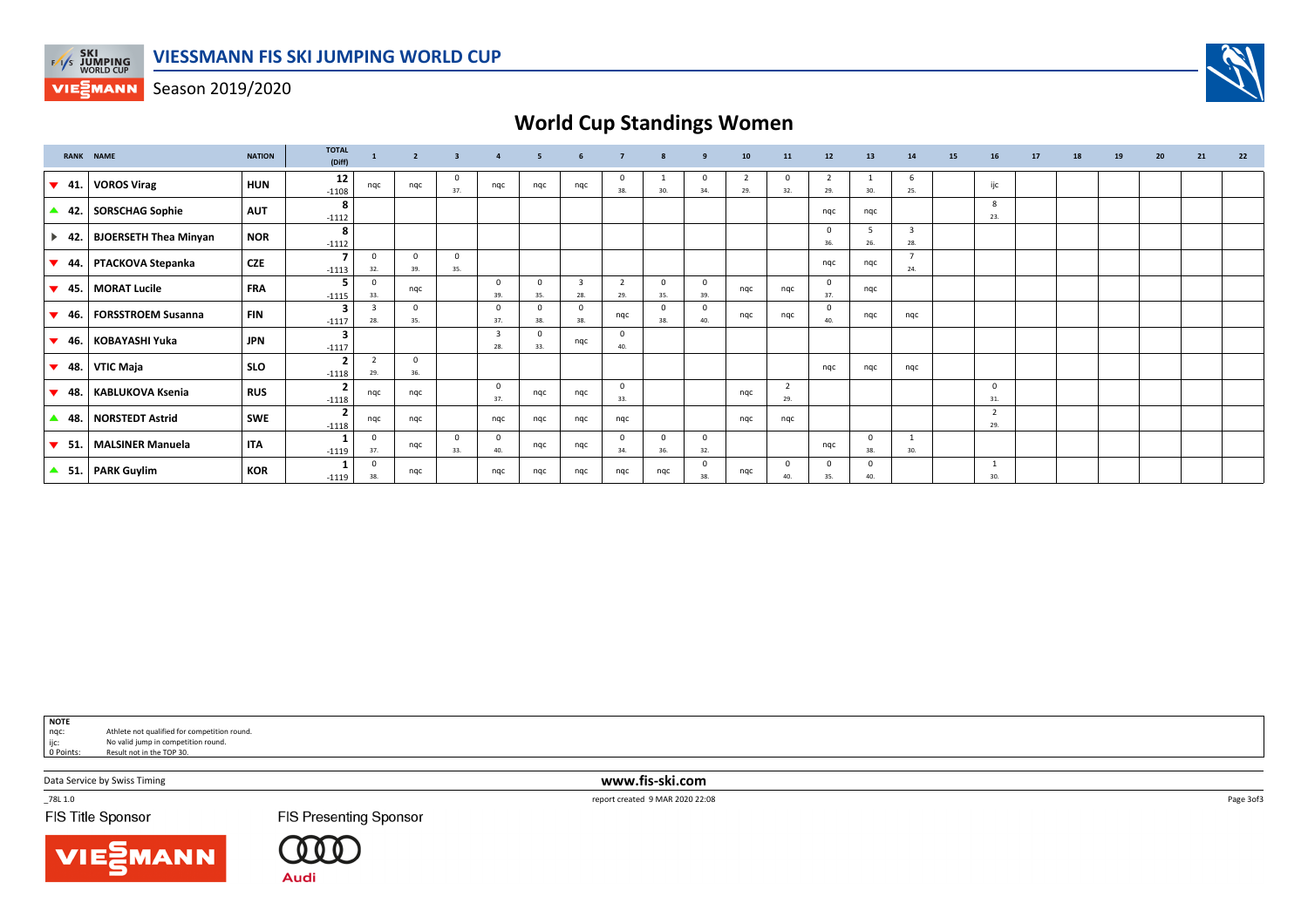# VIESSMANN FIS SKI JUMPING WORLD CUP

Season 2019/2020

## World Cup Standings Women

| RANK | NAME | NATION | TOTAL (Diff) | 1 | 2 | 3 | 4 | 5 | 6 | 7 | 8 | 9 | 10 | 11 | 12 | 13 | 14 | 15 | 16 | 17 | 18 | 19 | 20 | 21 | 22 |
|---|---|---|---|---|---|---|---|---|---|---|---|---|---|---|---|---|---|---|---|---|---|---|---|---|---|
| ▼ 41. | **VOROS Virag** | **HUN** | **12** -1108 | nqc | nqc | 0 37. | nqc | nqc | nqc | 0 38. | 1 30. | 0 34. | 2 29. | 0 32. | 2 29. | 1 30. | 6 25. | | ijc | | | | | | |
| ▲ 42. | **SORSCHAG Sophie** | **AUT** | **8** -1112 | | | | | | | | | | | | nqc | nqc | | | 8 23. | | | | | | |
| ▶ 42. | **BJOERSETH Thea Minyan** | **NOR** | **8** -1112 | | | | | | | | | | | | 0 36. | 5 26. | 3 28. | | | | | | | | |
| ▼ 44. | **PTACKOVA Stepanka** | **CZE** | **7** -1113 | 0 32. | 0 39. | 0 35. | | | | | | | | | nqc | nqc | 7 24. | | | | | | | | |
| ▼ 45. | **MORAT Lucile** | **FRA** | **5** -1115 | 0 33. | nqc | | 0 39. | 0 35. | 3 28. | 2 29. | 0 35. | 0 39. | nqc | nqc | 0 37. | nqc | | | | | | | | | |
| ▼ 46. | **FORSSTROEM Susanna** | **FIN** | **3** -1117 | 3 28. | 0 35. | | 0 37. | 0 38. | 0 38. | nqc | 0 38. | 0 40. | nqc | nqc | 0 40. | nqc | nqc | | | | | | | | |
| ▼ 46. | **KOBAYASHI Yuka** | **JPN** | **3** -1117 | | | | 3 28. | 0 33. | nqc | 0 40. | | | | | | | | | | | | | | | |
| ▼ 48. | **VTIC Maja** | **SLO** | **2** -1118 | 2 29. | 0 36. | | | | | | | | | | nqc | nqc | nqc | | | | | | | | |
| ▼ 48. | **KABLUKOVA Ksenia** | **RUS** | **2** -1118 | nqc | nqc | | 0 37. | nqc | nqc | 0 33. | | | nqc | 2 29. | | | | | 0 31. | | | | | | |
| ▲ 48. | **NORSTEDT Astrid** | **SWE** | **2** -1118 | nqc | nqc | | nqc | nqc | nqc | nqc | | | nqc | nqc | | | | | 2 29. | | | | | | |
| ▼ 51. | **MALSINER Manuela** | **ITA** | **1** -1119 | 0 37. | nqc | 0 33. | 0 40. | nqc | nqc | 0 34. | 0 36. | 0 32. | | | nqc | 0 38. | 1 30. | | | | | | | | |
| ▲ 51. | **PARK Guylim** | **KOR** | **1** -1119 | 0 38. | nqc | | nqc | nqc | nqc | nqc | nqc | 0 38. | nqc | 0 40. | 0 35. | 0 40. | | | 1 30. | | | | | | |

**NOTE**
nqc: Athlete not qualified for competition round.
ijc: No valid jump in competition round.
0 Points: Result not in the TOP 30.

Data Service by Swiss Timing

www.fis-ski.com

_78L 1.0

report created 9 MAR 2020 22:08

FIS Title Sponsor

FIS Presenting Sponsor